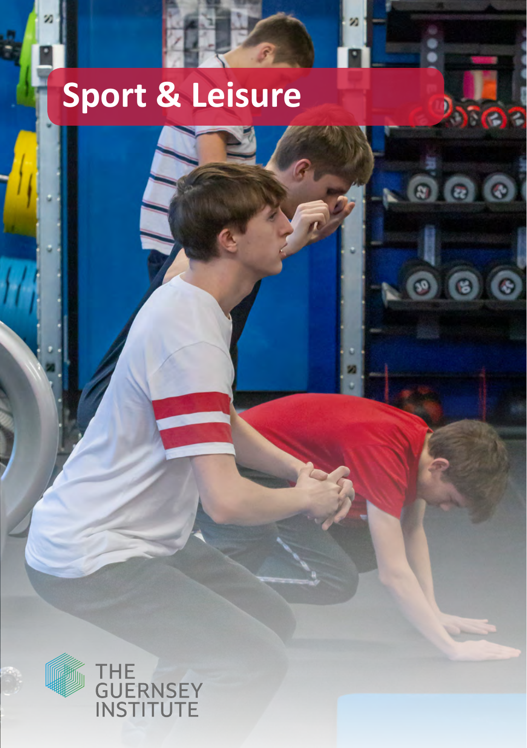# Sport & Leisure

THE GUERNSEY INSTITUTE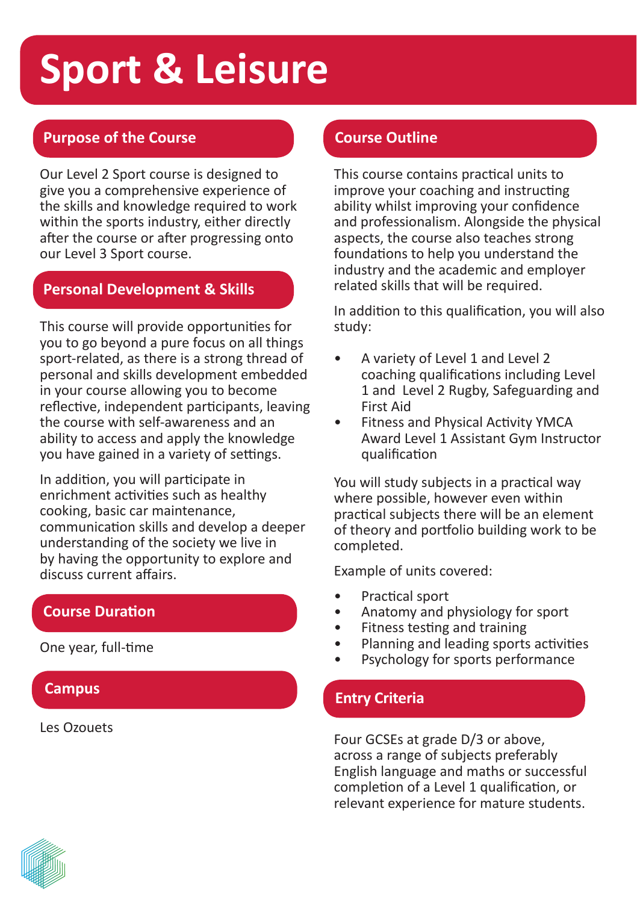# Sport & Leisure

## Purpose of the Course

Our Level 2 Sport course is designed to give you a comprehensive experience of the skills and knowledge required to work within the sports industry, either directly after the course or after progressing onto our Level 3 Sport course.

## Personal Development & Skills

This course will provide opportunities for you to go beyond a pure focus on all things sport-related, as there is a strong thread of personal and skills development embedded in your course allowing you to become reflective, independent participants, leaving the course with self-awareness and an ability to access and apply the knowledge you have gained in a variety of settings.

In addition, you will participate in enrichment activities such as healthy cooking, basic car maintenance, communication skills and develop a deeper understanding of the society we live in by having the opportunity to explore and discuss current affairs.

## Course Duration

One year, full-time

## Campus

Les Ozouets

## Course Outline

This course contains practical units to improve your coaching and instructing ability whilst improving your confidence and professionalism. Alongside the physical aspects, the course also teaches strong foundations to help you understand the industry and the academic and employer related skills that will be required.

In addition to this qualification, you will also study:

- A variety of Level 1 and Level 2 coaching qualifications including Level 1 and Level 2 Rugby, Safeguarding and First Aid
- Fitness and Physical Activity YMCA Award Level 1 Assistant Gym Instructor qualification

You will study subjects in a practical way where possible, however even within practical subjects there will be an element of theory and portfolio building work to be completed.

Example of units covered:

- Practical sport
- Anatomy and physiology for sport
- Fitness testing and training
- Planning and leading sports activities
- Psychology for sports performance

## Entry Criteria

Four GCSEs at grade D/3 or above, across a range of subjects preferably English language and maths or successful completion of a Level 1 qualification, or relevant experience for mature students.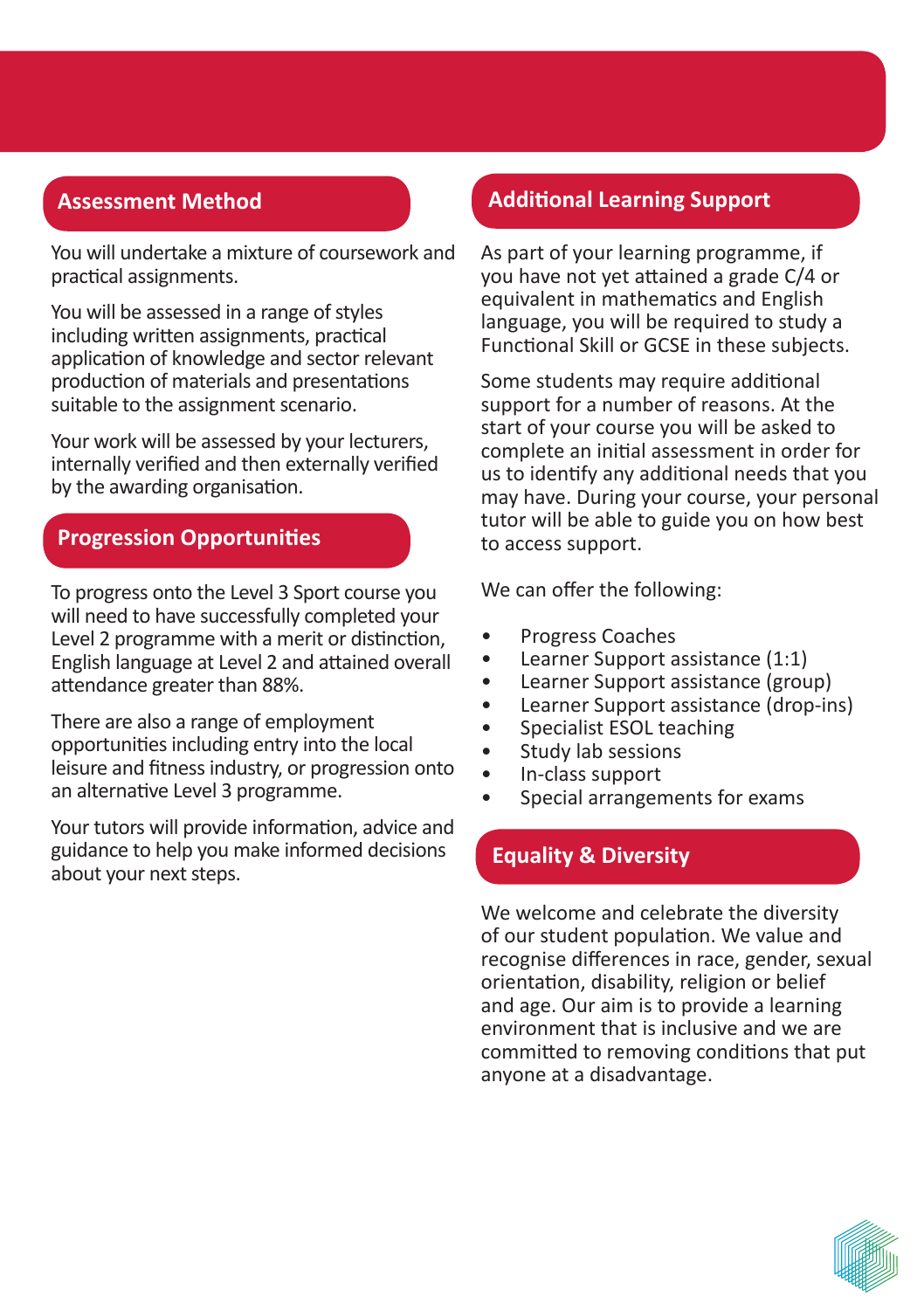## Assessment Method

You will undertake a mixture of coursework and practical assignments.

You will be assessed in a range of styles including written assignments, practical application of knowledge and sector relevant production of materials and presentations suitable to the assignment scenario.

Your work will be assessed by your lecturers, internally verified and then externally verified by the awarding organisation.

## Progression Opportunities

To progress onto the Level 3 Sport course you will need to have successfully completed your Level 2 programme with a merit or distinction, English language at Level 2 and attained overall attendance greater than 88%.

There are also a range of employment opportunities including entry into the local leisure and fitness industry, or progression onto an alternative Level 3 programme.

Your tutors will provide information, advice and guidance to help you make informed decisions about your next steps.

## Additional Learning Support

As part of your learning programme, if you have not yet attained a grade C/4 or equivalent in mathematics and English language, you will be required to study a Functional Skill or GCSE in these subjects.

Some students may require additional support for a number of reasons. At the start of your course you will be asked to complete an initial assessment in order for us to identify any additional needs that you may have. During your course, your personal tutor will be able to guide you on how best to access support.

We can offer the following:

- Progress Coaches
- Learner Support assistance (1:1)
- Learner Support assistance (group)
- Learner Support assistance (drop-ins)
- Specialist ESOL teaching
- Study lab sessions
- In-class support
- Special arrangements for exams

## Equality & Diversity

We welcome and celebrate the diversity of our student population. We value and recognise differences in race, gender, sexual orientation, disability, religion or belief and age. Our aim is to provide a learning environment that is inclusive and we are committed to removing conditions that put anyone at a disadvantage.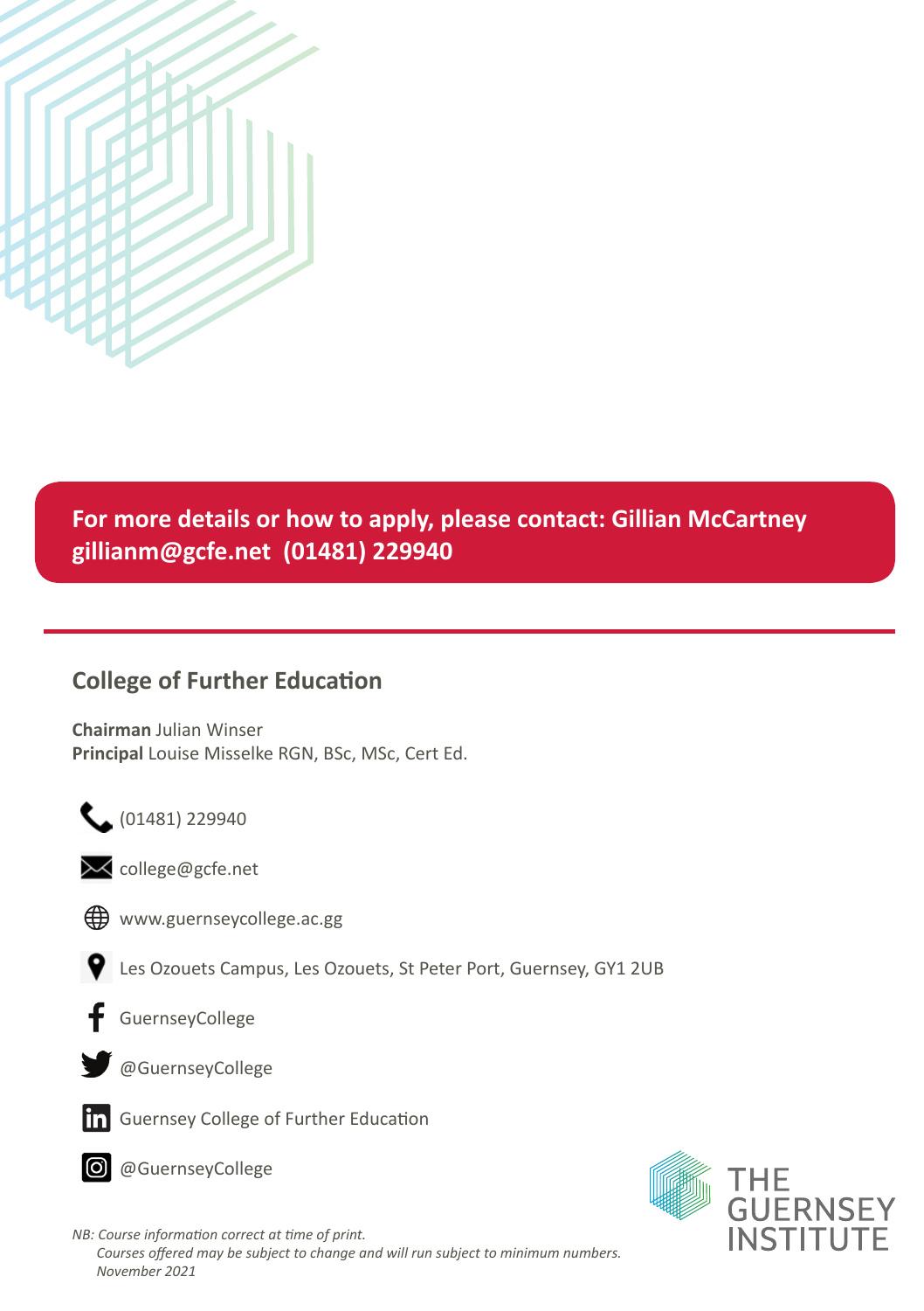**For more details or how to apply, please contact: Gillian McCartney gillianm@gcfe.net (01481) 229940**

## College of Further Education

**Chairman** Julian Winser
**Principal** Louise Misselke RGN, BSc, MSc, Cert Ed.

(01481) 229940

college@gcfe.net

www.guernseycollege.ac.gg

Les Ozouets Campus, Les Ozouets, St Peter Port, Guernsey, GY1 2UB

GuernseyCollege

@GuernseyCollege

Guernsey College of Further Education

@GuernseyCollege

THE GUERNSEY INSTITUTE

*NB: Course information correct at time of print.*
*Courses offered may be subject to change and will run subject to minimum numbers.*
*November 2021*